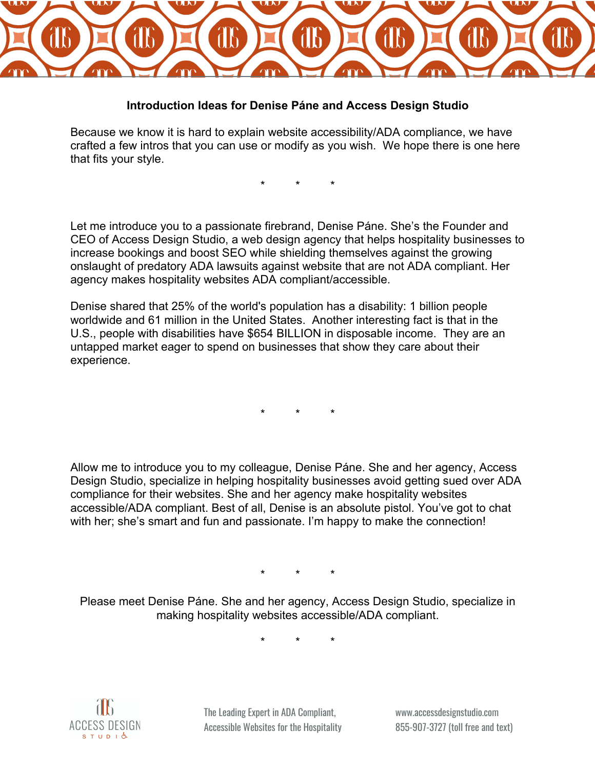**Introduction Ideas for Denise Páne and Access Design Studio**

Because we know it is hard to explain website accessibility/ADA compliance, we have crafted a few intros that you can use or modify as you wish. We hope there is one here that fits your style.

\* \* \*

Let me introduce you to a passionate firebrand, Denise Páne. She's the Founder and CEO of Access Design Studio, a web design agency that helps hospitality businesses to increase bookings and boost SEO while shielding themselves against the growing onslaught of predatory ADA lawsuits against website that are not ADA compliant. Her agency makes hospitality websites ADA compliant/accessible.

Denise shared that 25% of the world's population has a disability: 1 billion people worldwide and 61 million in the United States. Another interesting fact is that in the U.S., people with disabilities have $654 BILLION in disposable income. They are an untapped market eager to spend on businesses that show they care about their experience.

\* \* \*

Allow me to introduce you to my colleague, Denise Páne. She and her agency, Access Design Studio, specialize in helping hospitality businesses avoid getting sued over ADA compliance for their websites. She and her agency make hospitality websites accessible/ADA compliant. Best of all, Denise is an absolute pistol. You've got to chat with her; she's smart and fun and passionate. I'm happy to make the connection!

\* \* \*

Please meet Denise Páne. She and her agency, Access Design Studio, specialize in making hospitality websites accessible/ADA compliant.

\* \* \*

ACCESS DESIGN STUDIO

The Leading Expert in ADA Compliant, Accessible Websites for the Hospitality

www.accessdesignstudio.com
855-907-3727 (toll free and text)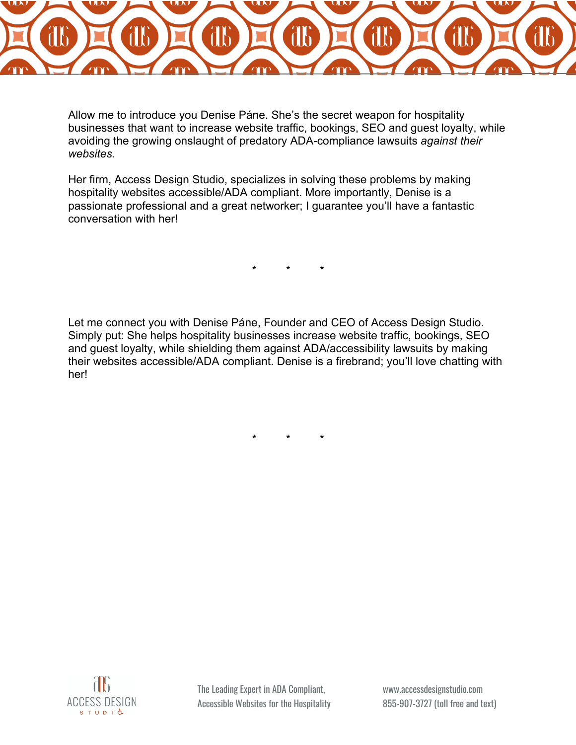Allow me to introduce you Denise Páne. She's the secret weapon for hospitality businesses that want to increase website traffic, bookings, SEO and guest loyalty, while avoiding the growing onslaught of predatory ADA-compliance lawsuits *against their websites.*

Her firm, Access Design Studio, specializes in solving these problems by making hospitality websites accessible/ADA compliant. More importantly, Denise is a passionate professional and a great networker; I guarantee you'll have a fantastic conversation with her!

\*   \*   \*

Let me connect you with Denise Páne, Founder and CEO of Access Design Studio. Simply put: She helps hospitality businesses increase website traffic, bookings, SEO and guest loyalty, while shielding them against ADA/accessibility lawsuits by making their websites accessible/ADA compliant. Denise is a firebrand; you'll love chatting with her!

\*   \*   \*

ACCESS DESIGN STUDIO

The Leading Expert in ADA Compliant, Accessible Websites for the Hospitality

www.accessdesignstudio.com
855-907-3727 (toll free and text)